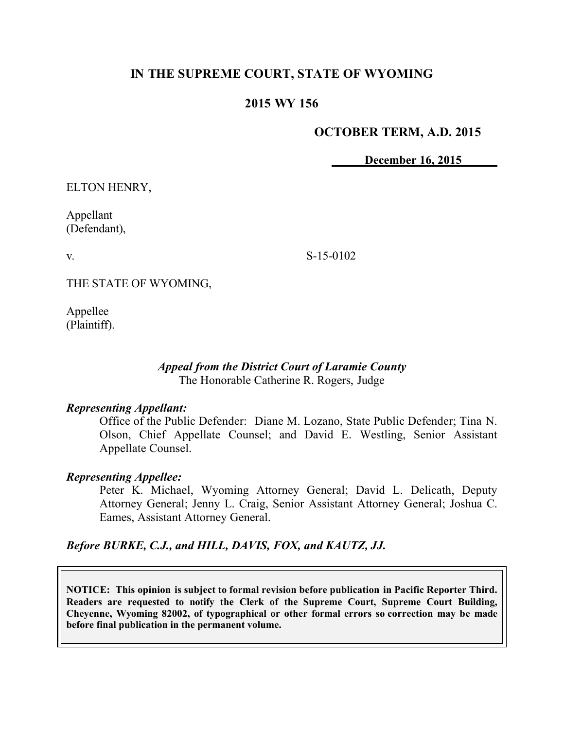**IN THE SUPREME COURT, STATE OF WYOMING**

**2015 WY 156**

**OCTOBER TERM, A.D. 2015**

**December 16, 2015**

ELTON HENRY,

Appellant
(Defendant),

v.

THE STATE OF WYOMING,

Appellee
(Plaintiff).

S-15-0102

***Appeal from the District Court of Laramie County***
The Honorable Catherine R. Rogers, Judge

***Representing Appellant:***

Office of the Public Defender: Diane M. Lozano, State Public Defender; Tina N. Olson, Chief Appellate Counsel; and David E. Westling, Senior Assistant Appellate Counsel.

***Representing Appellee:***

Peter K. Michael, Wyoming Attorney General; David L. Delicath, Deputy Attorney General; Jenny L. Craig, Senior Assistant Attorney General; Joshua C. Eames, Assistant Attorney General.

***Before BURKE, C.J., and HILL, DAVIS, FOX, and KAUTZ, JJ.***

**NOTICE: This opinion is subject to formal revision before publication in Pacific Reporter Third. Readers are requested to notify the Clerk of the Supreme Court, Supreme Court Building, Cheyenne, Wyoming 82002, of typographical or other formal errors so correction may be made before final publication in the permanent volume.**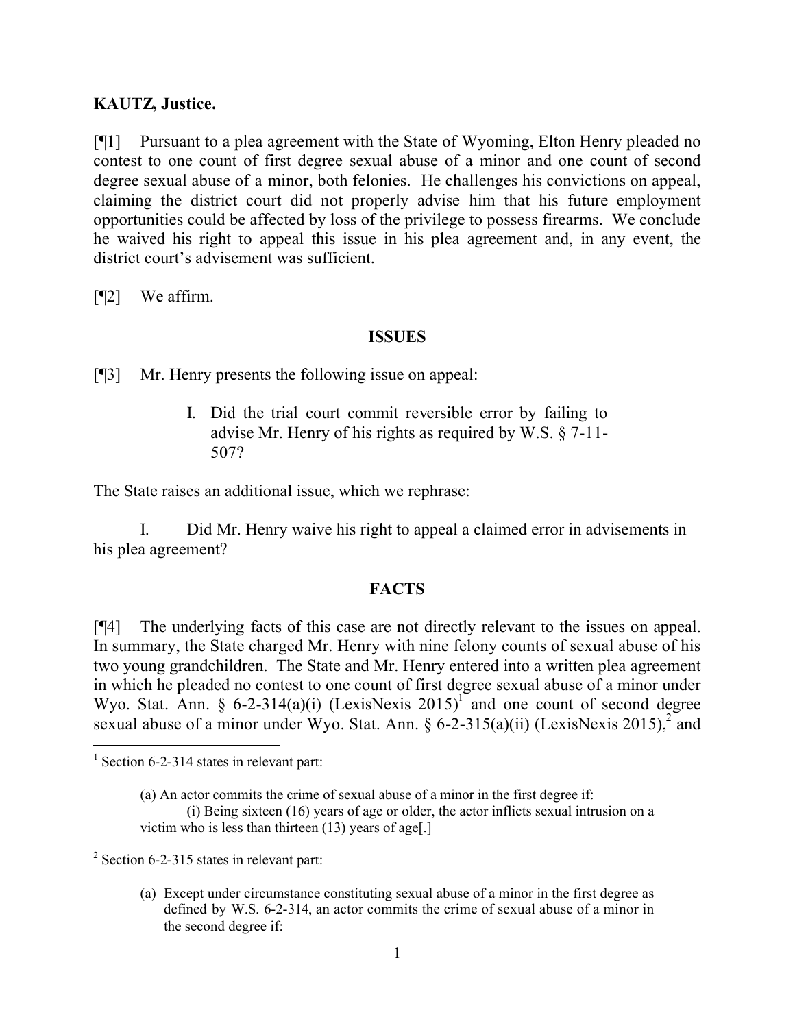**KAUTZ, Justice.**

[¶1] Pursuant to a plea agreement with the State of Wyoming, Elton Henry pleaded no contest to one count of first degree sexual abuse of a minor and one count of second degree sexual abuse of a minor, both felonies. He challenges his convictions on appeal, claiming the district court did not properly advise him that his future employment opportunities could be affected by loss of the privilege to possess firearms. We conclude he waived his right to appeal this issue in his plea agreement and, in any event, the district court's advisement was sufficient.

[¶2] We affirm.

## ISSUES

[¶3] Mr. Henry presents the following issue on appeal:

> I. Did the trial court commit reversible error by failing to advise Mr. Henry of his rights as required by W.S. § 7-11-507?

The State raises an additional issue, which we rephrase:

> I. Did Mr. Henry waive his right to appeal a claimed error in advisements in his plea agreement?

## FACTS

[¶4] The underlying facts of this case are not directly relevant to the issues on appeal. In summary, the State charged Mr. Henry with nine felony counts of sexual abuse of his two young grandchildren. The State and Mr. Henry entered into a written plea agreement in which he pleaded no contest to one count of first degree sexual abuse of a minor under Wyo. Stat. Ann. § 6-2-314(a)(i) (LexisNexis 2015)[1] and one count of second degree sexual abuse of a minor under Wyo. Stat. Ann. § 6-2-315(a)(ii) (LexisNexis 2015),[2] and

---

[1] Section 6-2-314 states in relevant part:

> (a) An actor commits the crime of sexual abuse of a minor in the first degree if:
>
> (i) Being sixteen (16) years of age or older, the actor inflicts sexual intrusion on a victim who is less than thirteen (13) years of age[.]

[2] Section 6-2-315 states in relevant part:

> (a) Except under circumstance constituting sexual abuse of a minor in the first degree as defined by W.S. 6-2-314, an actor commits the crime of sexual abuse of a minor in the second degree if: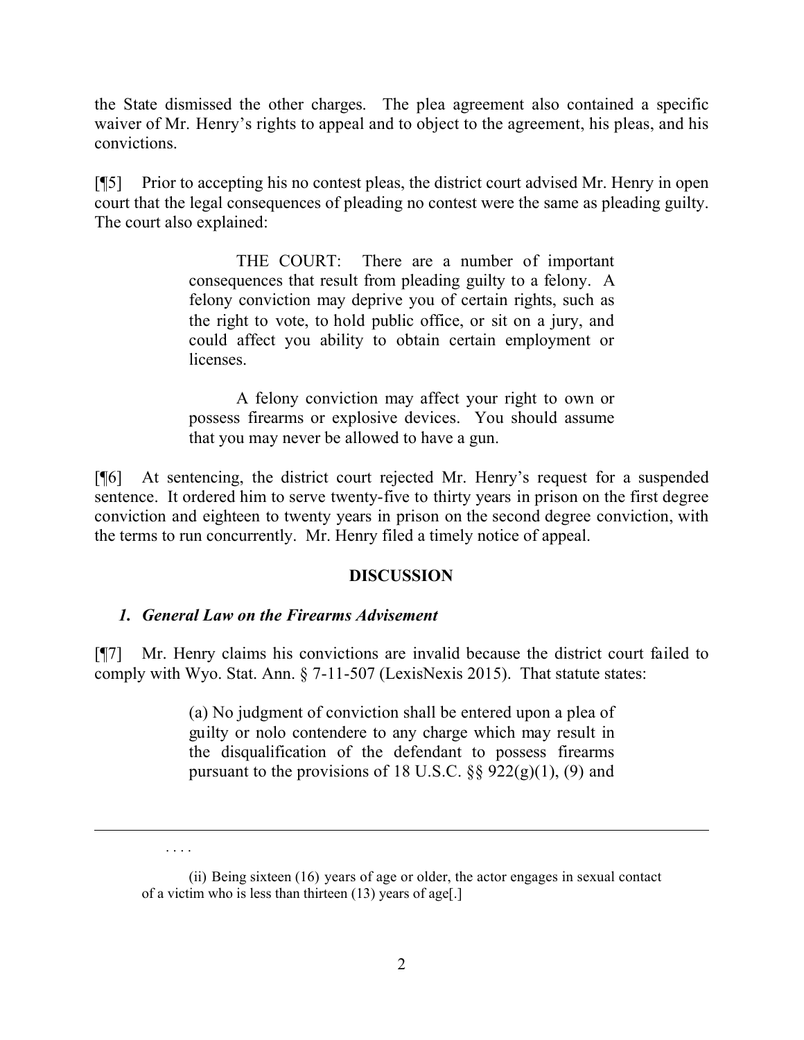the State dismissed the other charges. The plea agreement also contained a specific waiver of Mr. Henry's rights to appeal and to object to the agreement, his pleas, and his convictions.

[¶5] Prior to accepting his no contest pleas, the district court advised Mr. Henry in open court that the legal consequences of pleading no contest were the same as pleading guilty. The court also explained:

> THE COURT: There are a number of important consequences that result from pleading guilty to a felony. A felony conviction may deprive you of certain rights, such as the right to vote, to hold public office, or sit on a jury, and could affect you ability to obtain certain employment or licenses.
>
> A felony conviction may affect your right to own or possess firearms or explosive devices. You should assume that you may never be allowed to have a gun.

[¶6] At sentencing, the district court rejected Mr. Henry's request for a suspended sentence. It ordered him to serve twenty-five to thirty years in prison on the first degree conviction and eighteen to twenty years in prison on the second degree conviction, with the terms to run concurrently. Mr. Henry filed a timely notice of appeal.

## DISCUSSION

### *1. General Law on the Firearms Advisement*

[¶7] Mr. Henry claims his convictions are invalid because the district court failed to comply with Wyo. Stat. Ann. § 7-11-507 (LexisNexis 2015). That statute states:

> (a) No judgment of conviction shall be entered upon a plea of guilty or nolo contendere to any charge which may result in the disqualification of the defendant to possess firearms pursuant to the provisions of 18 U.S.C. §§ 922(g)(1), (9) and

. . . .

(ii) Being sixteen (16) years of age or older, the actor engages in sexual contact of a victim who is less than thirteen (13) years of age[.]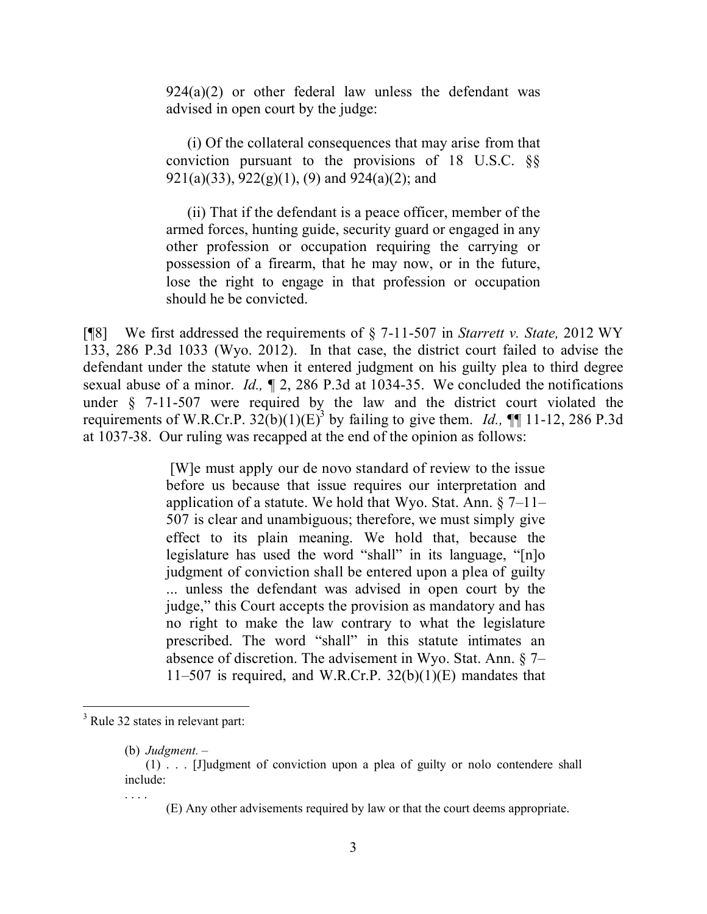> 924(a)(2) or other federal law unless the defendant was advised in open court by the judge:
>
> (i) Of the collateral consequences that may arise from that conviction pursuant to the provisions of 18 U.S.C. §§ 921(a)(33), 922(g)(1), (9) and 924(a)(2); and
>
> (ii) That if the defendant is a peace officer, member of the armed forces, hunting guide, security guard or engaged in any other profession or occupation requiring the carrying or possession of a firearm, that he may now, or in the future, lose the right to engage in that profession or occupation should he be convicted.

[¶8] We first addressed the requirements of § 7-11-507 in *Starrett v. State,* 2012 WY 133, 286 P.3d 1033 (Wyo. 2012). In that case, the district court failed to advise the defendant under the statute when it entered judgment on his guilty plea to third degree sexual abuse of a minor. *Id.,* ¶ 2, 286 P.3d at 1034-35. We concluded the notifications under § 7-11-507 were required by the law and the district court violated the requirements of W.R.Cr.P. 32(b)(1)(E)[3] by failing to give them. *Id.,* ¶¶ 11-12, 286 P.3d at 1037-38. Our ruling was recapped at the end of the opinion as follows:

> [W]e must apply our de novo standard of review to the issue before us because that issue requires our interpretation and application of a statute. We hold that Wyo. Stat. Ann. § 7–11–507 is clear and unambiguous; therefore, we must simply give effect to its plain meaning. We hold that, because the legislature has used the word "shall" in its language, "[n]o judgment of conviction shall be entered upon a plea of guilty ... unless the defendant was advised in open court by the judge," this Court accepts the provision as mandatory and has no right to make the law contrary to what the legislature prescribed. The word "shall" in this statute intimates an absence of discretion. The advisement in Wyo. Stat. Ann. § 7–11–507 is required, and W.R.Cr.P. 32(b)(1)(E) mandates that

---

[3] Rule 32 states in relevant part:

> (b) *Judgment.* –
>
> (1) . . . [J]udgment of conviction upon a plea of guilty or nolo contendere shall include:
>
> . . . .
>
> (E) Any other advisements required by law or that the court deems appropriate.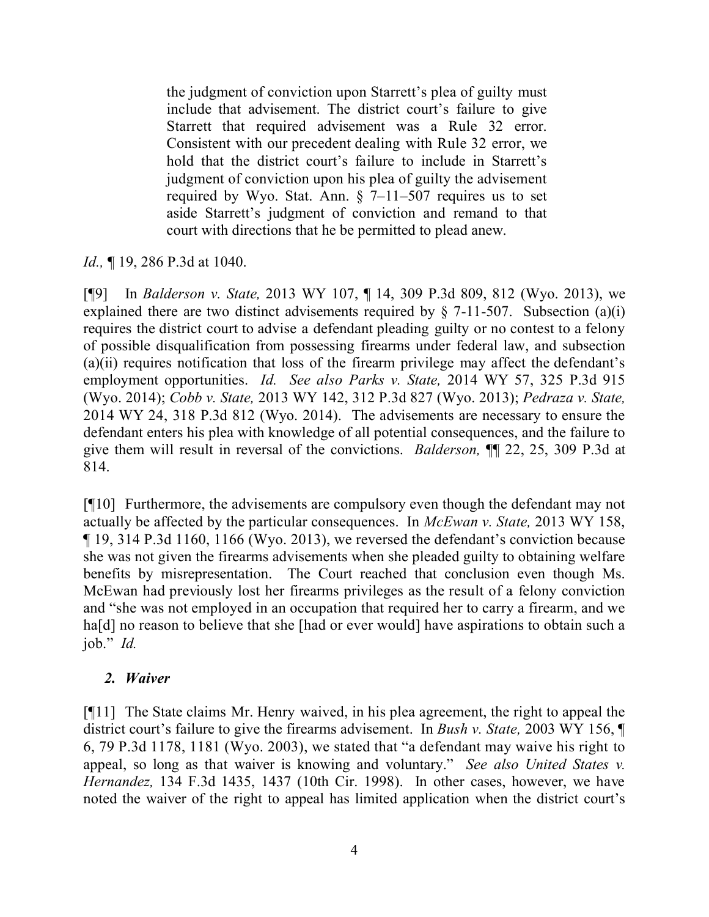> the judgment of conviction upon Starrett's plea of guilty must include that advisement. The district court's failure to give Starrett that required advisement was a Rule 32 error. Consistent with our precedent dealing with Rule 32 error, we hold that the district court's failure to include in Starrett's judgment of conviction upon his plea of guilty the advisement required by Wyo. Stat. Ann. § 7–11–507 requires us to set aside Starrett's judgment of conviction and remand to that court with directions that he be permitted to plead anew.

*Id.,* ¶ 19, 286 P.3d at 1040.

[¶9] In *Balderson v. State,* 2013 WY 107, ¶ 14, 309 P.3d 809, 812 (Wyo. 2013), we explained there are two distinct advisements required by § 7-11-507. Subsection (a)(i) requires the district court to advise a defendant pleading guilty or no contest to a felony of possible disqualification from possessing firearms under federal law, and subsection (a)(ii) requires notification that loss of the firearm privilege may affect the defendant's employment opportunities. *Id. See also Parks v. State,* 2014 WY 57, 325 P.3d 915 (Wyo. 2014); *Cobb v. State,* 2013 WY 142, 312 P.3d 827 (Wyo. 2013); *Pedraza v. State,* 2014 WY 24, 318 P.3d 812 (Wyo. 2014). The advisements are necessary to ensure the defendant enters his plea with knowledge of all potential consequences, and the failure to give them will result in reversal of the convictions. *Balderson,* ¶¶ 22, 25, 309 P.3d at 814.

[¶10] Furthermore, the advisements are compulsory even though the defendant may not actually be affected by the particular consequences. In *McEwan v. State,* 2013 WY 158, ¶ 19, 314 P.3d 1160, 1166 (Wyo. 2013), we reversed the defendant's conviction because she was not given the firearms advisements when she pleaded guilty to obtaining welfare benefits by misrepresentation. The Court reached that conclusion even though Ms. McEwan had previously lost her firearms privileges as the result of a felony conviction and "she was not employed in an occupation that required her to carry a firearm, and we ha[d] no reason to believe that she [had or ever would] have aspirations to obtain such a job." *Id.*

### *2. Waiver*

[¶11] The State claims Mr. Henry waived, in his plea agreement, the right to appeal the district court's failure to give the firearms advisement. In *Bush v. State,* 2003 WY 156, ¶ 6, 79 P.3d 1178, 1181 (Wyo. 2003), we stated that "a defendant may waive his right to appeal, so long as that waiver is knowing and voluntary." *See also United States v. Hernandez,* 134 F.3d 1435, 1437 (10th Cir. 1998). In other cases, however, we have noted the waiver of the right to appeal has limited application when the district court's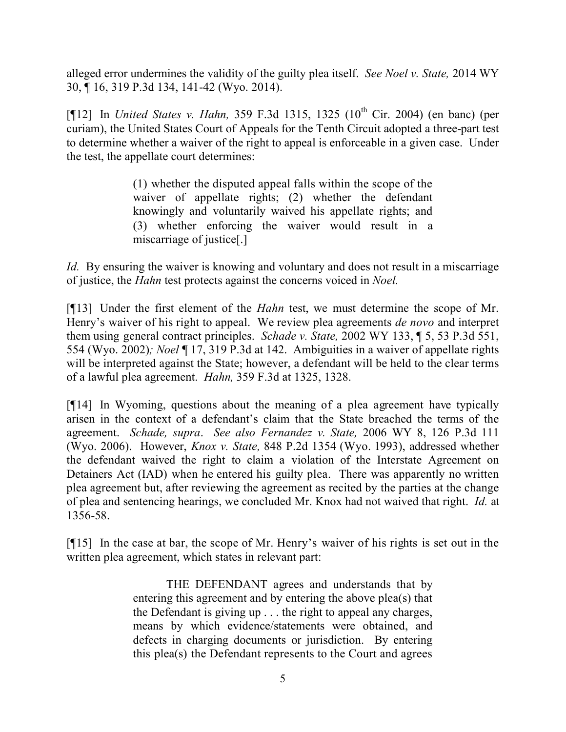alleged error undermines the validity of the guilty plea itself. *See Noel v. State,* 2014 WY 30, ¶ 16, 319 P.3d 134, 141-42 (Wyo. 2014).

[¶12] In *United States v. Hahn,* 359 F.3d 1315, 1325 (10th Cir. 2004) (en banc) (per curiam), the United States Court of Appeals for the Tenth Circuit adopted a three-part test to determine whether a waiver of the right to appeal is enforceable in a given case. Under the test, the appellate court determines:

> (1) whether the disputed appeal falls within the scope of the waiver of appellate rights; (2) whether the defendant knowingly and voluntarily waived his appellate rights; and (3) whether enforcing the waiver would result in a miscarriage of justice[.]

*Id.* By ensuring the waiver is knowing and voluntary and does not result in a miscarriage of justice, the *Hahn* test protects against the concerns voiced in *Noel.*

[¶13] Under the first element of the *Hahn* test, we must determine the scope of Mr. Henry's waiver of his right to appeal. We review plea agreements *de novo* and interpret them using general contract principles. *Schade v. State,* 2002 WY 133, ¶ 5, 53 P.3d 551, 554 (Wyo. 2002)*; Noel* ¶ 17, 319 P.3d at 142. Ambiguities in a waiver of appellate rights will be interpreted against the State; however, a defendant will be held to the clear terms of a lawful plea agreement. *Hahn,* 359 F.3d at 1325, 1328.

[¶14] In Wyoming, questions about the meaning of a plea agreement have typically arisen in the context of a defendant's claim that the State breached the terms of the agreement. *Schade, supra*. *See also Fernandez v. State,* 2006 WY 8, 126 P.3d 111 (Wyo. 2006). However, *Knox v. State,* 848 P.2d 1354 (Wyo. 1993), addressed whether the defendant waived the right to claim a violation of the Interstate Agreement on Detainers Act (IAD) when he entered his guilty plea. There was apparently no written plea agreement but, after reviewing the agreement as recited by the parties at the change of plea and sentencing hearings, we concluded Mr. Knox had not waived that right. *Id.* at 1356-58.

[¶15] In the case at bar, the scope of Mr. Henry's waiver of his rights is set out in the written plea agreement, which states in relevant part:

> THE DEFENDANT agrees and understands that by entering this agreement and by entering the above plea(s) that the Defendant is giving up . . . the right to appeal any charges, means by which evidence/statements were obtained, and defects in charging documents or jurisdiction. By entering this plea(s) the Defendant represents to the Court and agrees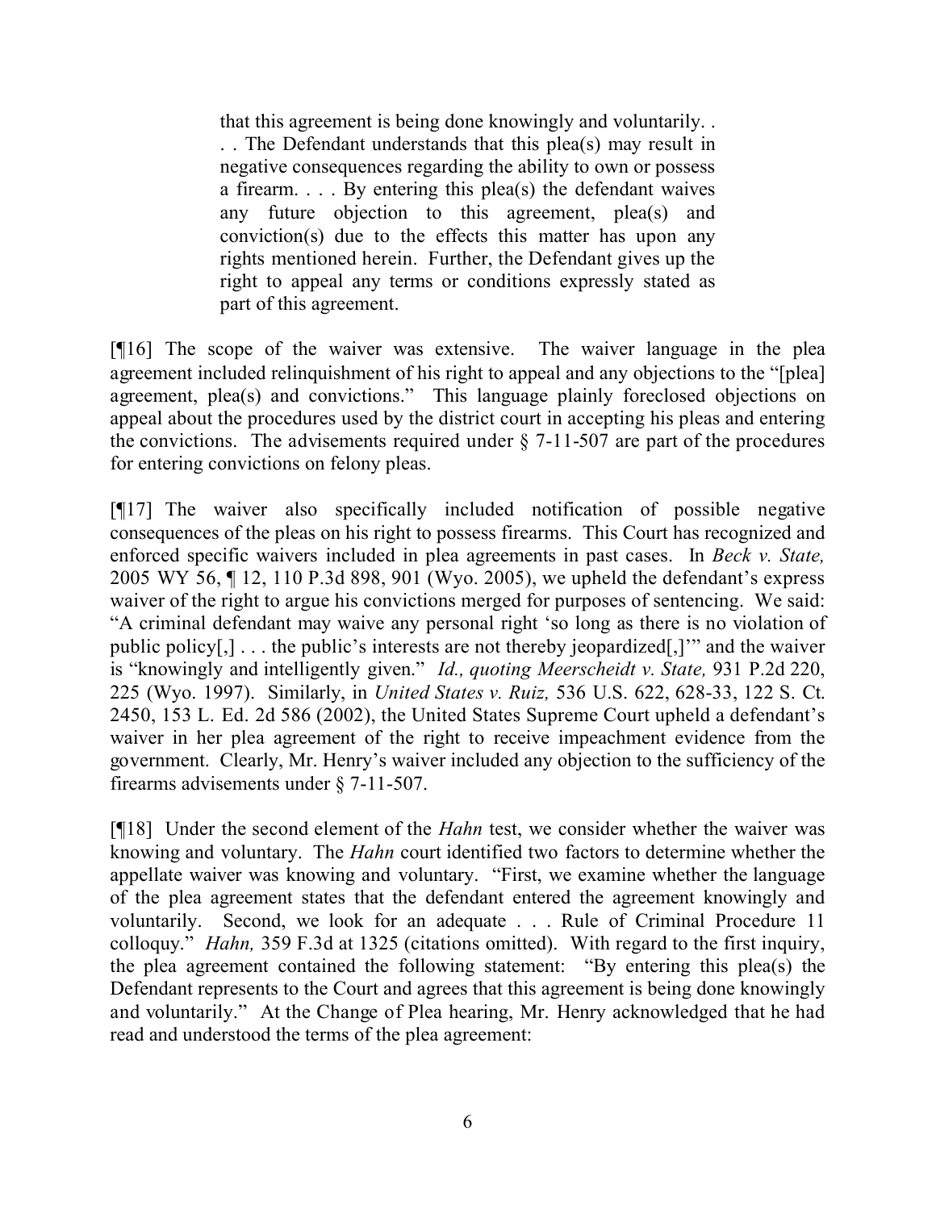> that this agreement is being done knowingly and voluntarily. . . . The Defendant understands that this plea(s) may result in negative consequences regarding the ability to own or possess a firearm. . . . By entering this plea(s) the defendant waives any future objection to this agreement, plea(s) and conviction(s) due to the effects this matter has upon any rights mentioned herein. Further, the Defendant gives up the right to appeal any terms or conditions expressly stated as part of this agreement.

[¶16] The scope of the waiver was extensive. The waiver language in the plea agreement included relinquishment of his right to appeal and any objections to the "[plea] agreement, plea(s) and convictions." This language plainly foreclosed objections on appeal about the procedures used by the district court in accepting his pleas and entering the convictions. The advisements required under § 7-11-507 are part of the procedures for entering convictions on felony pleas.

[¶17] The waiver also specifically included notification of possible negative consequences of the pleas on his right to possess firearms. This Court has recognized and enforced specific waivers included in plea agreements in past cases. In *Beck v. State,* 2005 WY 56, ¶ 12, 110 P.3d 898, 901 (Wyo. 2005), we upheld the defendant's express waiver of the right to argue his convictions merged for purposes of sentencing. We said: "A criminal defendant may waive any personal right 'so long as there is no violation of public policy[,] . . . the public's interests are not thereby jeopardized[,]'" and the waiver is "knowingly and intelligently given." *Id., quoting Meerscheidt v. State,* 931 P.2d 220, 225 (Wyo. 1997). Similarly, in *United States v. Ruiz,* 536 U.S. 622, 628-33, 122 S. Ct. 2450, 153 L. Ed. 2d 586 (2002), the United States Supreme Court upheld a defendant's waiver in her plea agreement of the right to receive impeachment evidence from the government. Clearly, Mr. Henry's waiver included any objection to the sufficiency of the firearms advisements under § 7-11-507.

[¶18] Under the second element of the *Hahn* test, we consider whether the waiver was knowing and voluntary. The *Hahn* court identified two factors to determine whether the appellate waiver was knowing and voluntary. "First, we examine whether the language of the plea agreement states that the defendant entered the agreement knowingly and voluntarily. Second, we look for an adequate . . . Rule of Criminal Procedure 11 colloquy." *Hahn,* 359 F.3d at 1325 (citations omitted). With regard to the first inquiry, the plea agreement contained the following statement: "By entering this plea(s) the Defendant represents to the Court and agrees that this agreement is being done knowingly and voluntarily." At the Change of Plea hearing, Mr. Henry acknowledged that he had read and understood the terms of the plea agreement: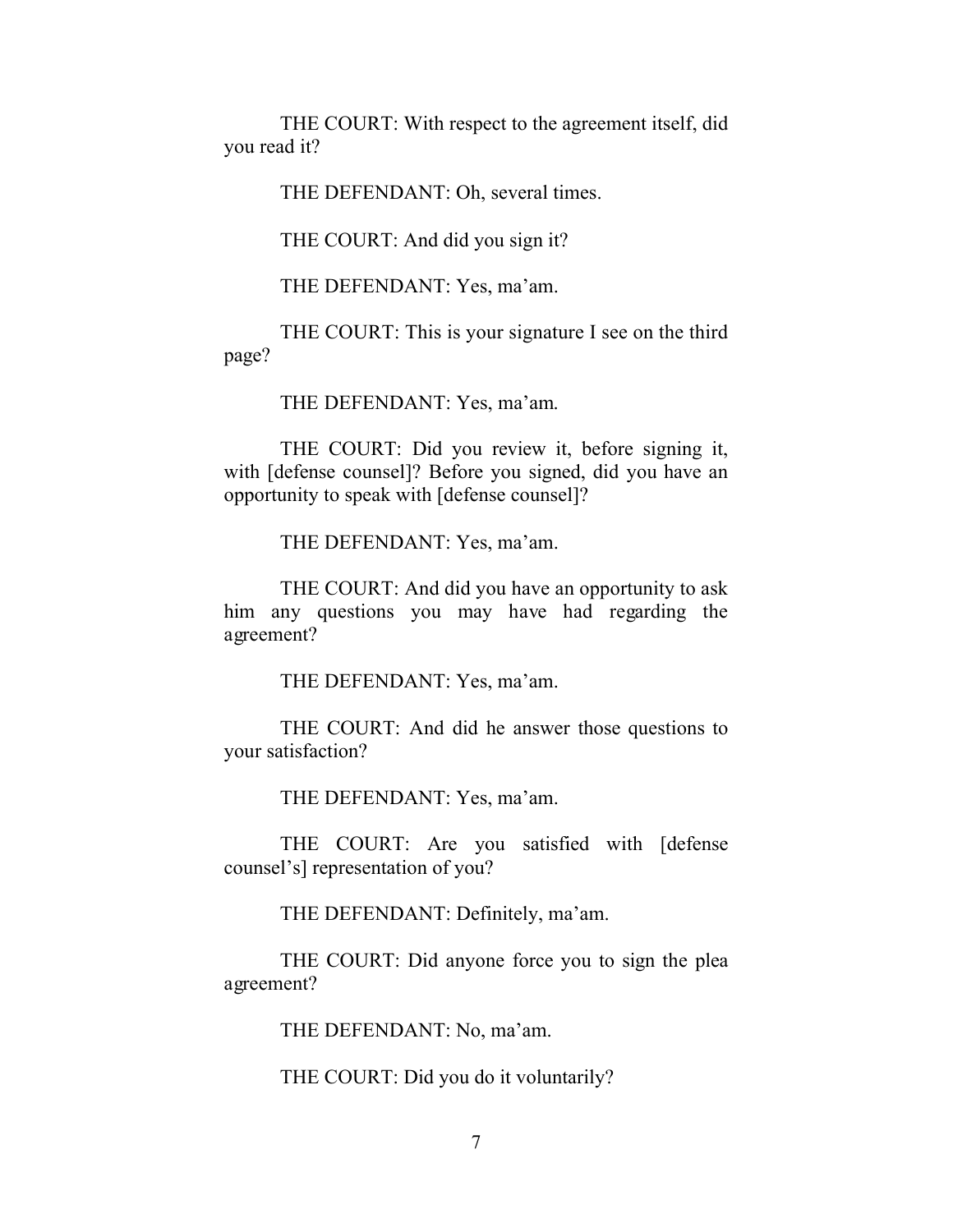THE COURT: With respect to the agreement itself, did you read it?

THE DEFENDANT: Oh, several times.

THE COURT: And did you sign it?

THE DEFENDANT: Yes, ma'am.

THE COURT: This is your signature I see on the third page?

THE DEFENDANT: Yes, ma'am.

THE COURT: Did you review it, before signing it, with [defense counsel]? Before you signed, did you have an opportunity to speak with [defense counsel]?

THE DEFENDANT: Yes, ma'am.

THE COURT: And did you have an opportunity to ask him any questions you may have had regarding the agreement?

THE DEFENDANT: Yes, ma'am.

THE COURT: And did he answer those questions to your satisfaction?

THE DEFENDANT: Yes, ma'am.

THE COURT: Are you satisfied with [defense counsel's] representation of you?

THE DEFENDANT: Definitely, ma'am.

THE COURT: Did anyone force you to sign the plea agreement?

THE DEFENDANT: No, ma'am.

THE COURT: Did you do it voluntarily?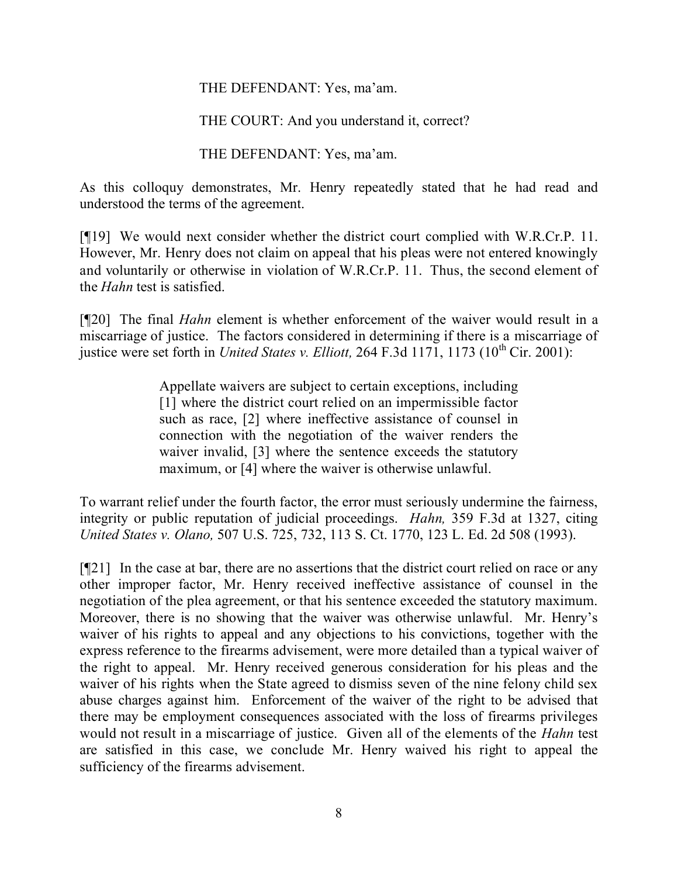THE DEFENDANT: Yes, ma'am.

THE COURT: And you understand it, correct?

THE DEFENDANT: Yes, ma'am.

As this colloquy demonstrates, Mr. Henry repeatedly stated that he had read and understood the terms of the agreement.

[¶19] We would next consider whether the district court complied with W.R.Cr.P. 11. However, Mr. Henry does not claim on appeal that his pleas were not entered knowingly and voluntarily or otherwise in violation of W.R.Cr.P. 11. Thus, the second element of the *Hahn* test is satisfied.

[¶20] The final *Hahn* element is whether enforcement of the waiver would result in a miscarriage of justice. The factors considered in determining if there is a miscarriage of justice were set forth in *United States v. Elliott,* 264 F.3d 1171, 1173 (10th Cir. 2001):

> Appellate waivers are subject to certain exceptions, including [1] where the district court relied on an impermissible factor such as race, [2] where ineffective assistance of counsel in connection with the negotiation of the waiver renders the waiver invalid, [3] where the sentence exceeds the statutory maximum, or [4] where the waiver is otherwise unlawful.

To warrant relief under the fourth factor, the error must seriously undermine the fairness, integrity or public reputation of judicial proceedings. *Hahn,* 359 F.3d at 1327, citing *United States v. Olano,* 507 U.S. 725, 732, 113 S. Ct. 1770, 123 L. Ed. 2d 508 (1993).

[¶21] In the case at bar, there are no assertions that the district court relied on race or any other improper factor, Mr. Henry received ineffective assistance of counsel in the negotiation of the plea agreement, or that his sentence exceeded the statutory maximum. Moreover, there is no showing that the waiver was otherwise unlawful. Mr. Henry's waiver of his rights to appeal and any objections to his convictions, together with the express reference to the firearms advisement, were more detailed than a typical waiver of the right to appeal. Mr. Henry received generous consideration for his pleas and the waiver of his rights when the State agreed to dismiss seven of the nine felony child sex abuse charges against him. Enforcement of the waiver of the right to be advised that there may be employment consequences associated with the loss of firearms privileges would not result in a miscarriage of justice. Given all of the elements of the *Hahn* test are satisfied in this case, we conclude Mr. Henry waived his right to appeal the sufficiency of the firearms advisement.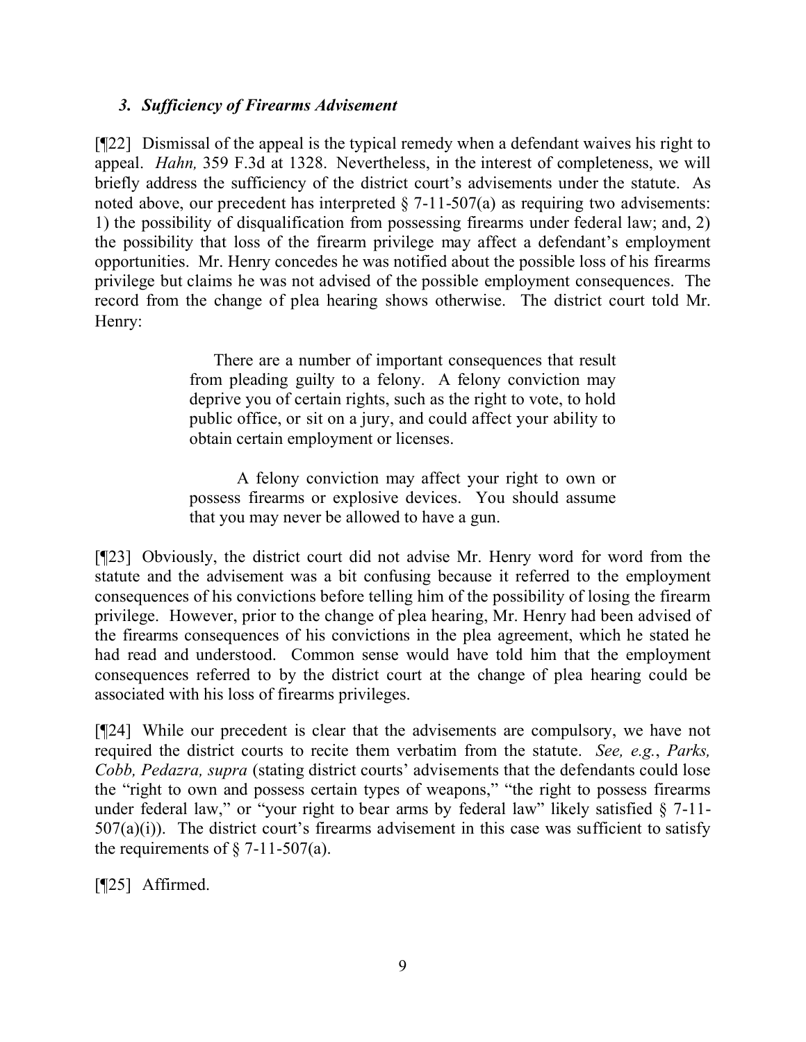### *3. Sufficiency of Firearms Advisement*

[¶22] Dismissal of the appeal is the typical remedy when a defendant waives his right to appeal. *Hahn,* 359 F.3d at 1328. Nevertheless, in the interest of completeness, we will briefly address the sufficiency of the district court's advisements under the statute. As noted above, our precedent has interpreted § 7-11-507(a) as requiring two advisements: 1) the possibility of disqualification from possessing firearms under federal law; and, 2) the possibility that loss of the firearm privilege may affect a defendant's employment opportunities. Mr. Henry concedes he was notified about the possible loss of his firearms privilege but claims he was not advised of the possible employment consequences. The record from the change of plea hearing shows otherwise. The district court told Mr. Henry:

> There are a number of important consequences that result from pleading guilty to a felony. A felony conviction may deprive you of certain rights, such as the right to vote, to hold public office, or sit on a jury, and could affect your ability to obtain certain employment or licenses.
>
> A felony conviction may affect your right to own or possess firearms or explosive devices. You should assume that you may never be allowed to have a gun.

[¶23] Obviously, the district court did not advise Mr. Henry word for word from the statute and the advisement was a bit confusing because it referred to the employment consequences of his convictions before telling him of the possibility of losing the firearm privilege. However, prior to the change of plea hearing, Mr. Henry had been advised of the firearms consequences of his convictions in the plea agreement, which he stated he had read and understood. Common sense would have told him that the employment consequences referred to by the district court at the change of plea hearing could be associated with his loss of firearms privileges.

[¶24] While our precedent is clear that the advisements are compulsory, we have not required the district courts to recite them verbatim from the statute. *See, e.g.*, *Parks, Cobb, Pedazra, supra* (stating district courts' advisements that the defendants could lose the "right to own and possess certain types of weapons," "the right to possess firearms under federal law," or "your right to bear arms by federal law" likely satisfied § 7-11-507(a)(i)). The district court's firearms advisement in this case was sufficient to satisfy the requirements of § 7-11-507(a).

[¶25] Affirmed.